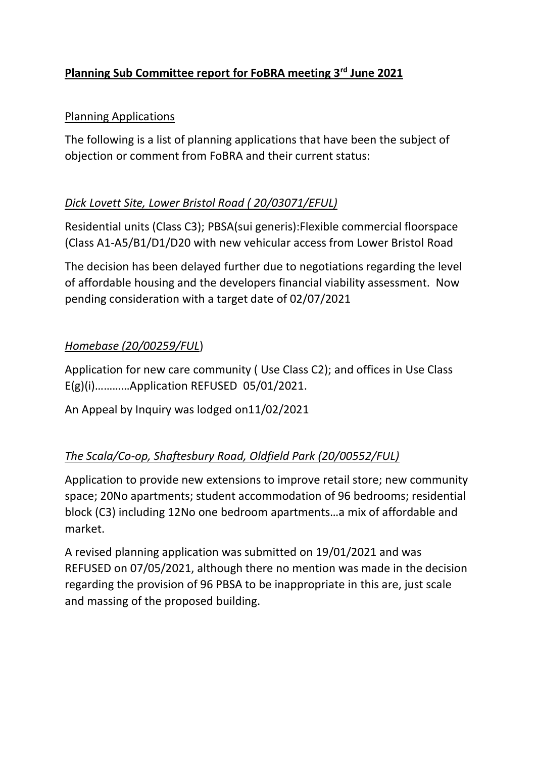# **Planning Sub Committee report for FoBRA meeting 3rd June 2021**

## Planning Applications

The following is a list of planning applications that have been the subject of objection or comment from FoBRA and their current status:

### *Dick Lovett Site, Lower Bristol Road ( 20/03071/EFUL)*

Residential units (Class C3); PBSA(sui generis):Flexible commercial floorspace (Class A1-A5/B1/D1/D20 with new vehicular access from Lower Bristol Road

The decision has been delayed further due to negotiations regarding the level of affordable housing and the developers financial viability assessment. Now pending consideration with a target date of 02/07/2021

### *Homebase (20/00259/FUL*)

Application for new care community ( Use Class C2); and offices in Use Class E(g)(i)…………Application REFUSED 05/01/2021.

An Appeal by Inquiry was lodged on11/02/2021

### *The Scala/Co-op, Shaftesbury Road, Oldfield Park (20/00552/FUL)*

Application to provide new extensions to improve retail store; new community space; 20No apartments; student accommodation of 96 bedrooms; residential block (C3) including 12No one bedroom apartments…a mix of affordable and market.

A revised planning application was submitted on 19/01/2021 and was REFUSED on 07/05/2021, although there no mention was made in the decision regarding the provision of 96 PBSA to be inappropriate in this are, just scale and massing of the proposed building.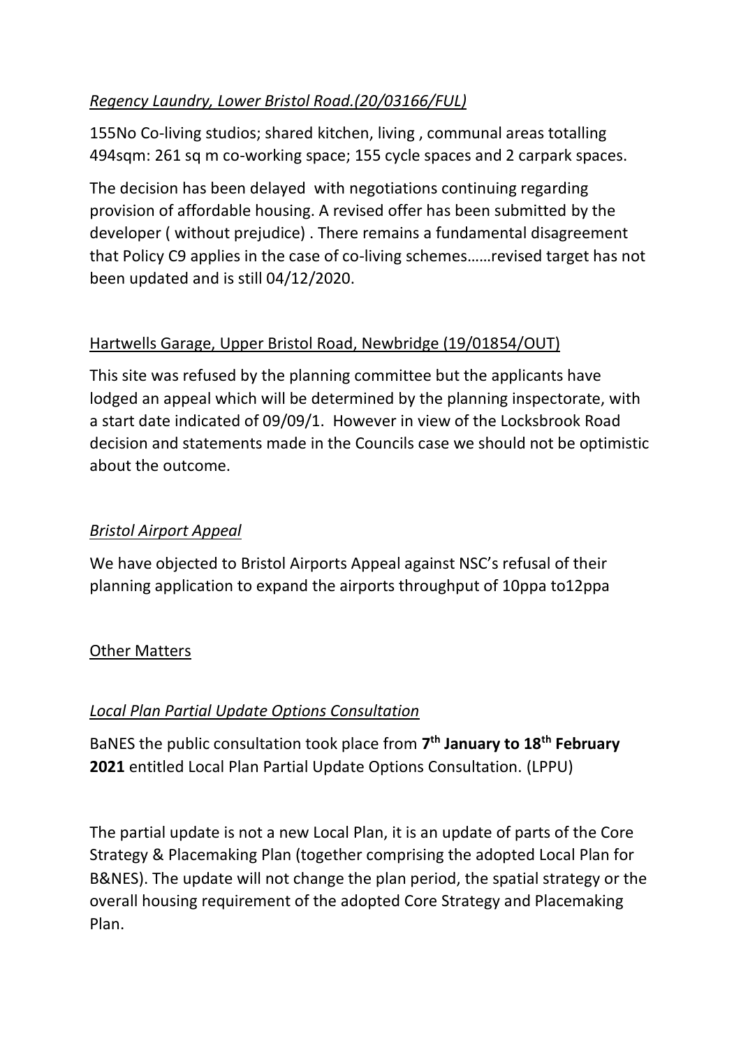*Regency Laundry, Lower Bristol Road.(20/03166/FUL)*

155No Co-living studios; shared kitchen, living , communal areas totalling 494sqm: 261 sq m co-working space; 155 cycle spaces and 2 carpark spaces.

The decision has been delayed with negotiations continuing regarding provision of affordable housing. A revised offer has been submitted by the developer ( without prejudice) . There remains a fundamental disagreement that Policy C9 applies in the case of co-living schemes……revised target has not been updated and is still 04/12/2020.

Hartwells Garage, Upper Bristol Road, Newbridge (19/01854/OUT)

This site was refused by the planning committee but the applicants have lodged an appeal which will be determined by the planning inspectorate, with a start date indicated of 09/09/1. However in view of the Locksbrook Road decision and statements made in the Councils case we should not be optimistic about the outcome.

*Bristol Airport Appeal*

We have objected to Bristol Airports Appeal against NSC's refusal of their planning application to expand the airports throughput of 10ppa to12ppa

Other Matters

*Local Plan Partial Update Options Consultation*

BaNES the public consultation took place from **7th January to 18th February 2021** entitled Local Plan Partial Update Options Consultation. (LPPU)

The partial update is not a new Local Plan, it is an update of parts of the Core Strategy & Placemaking Plan (together comprising the adopted Local Plan for B&NES). The update will not change the plan period, the spatial strategy or the overall housing requirement of the adopted Core Strategy and Placemaking Plan.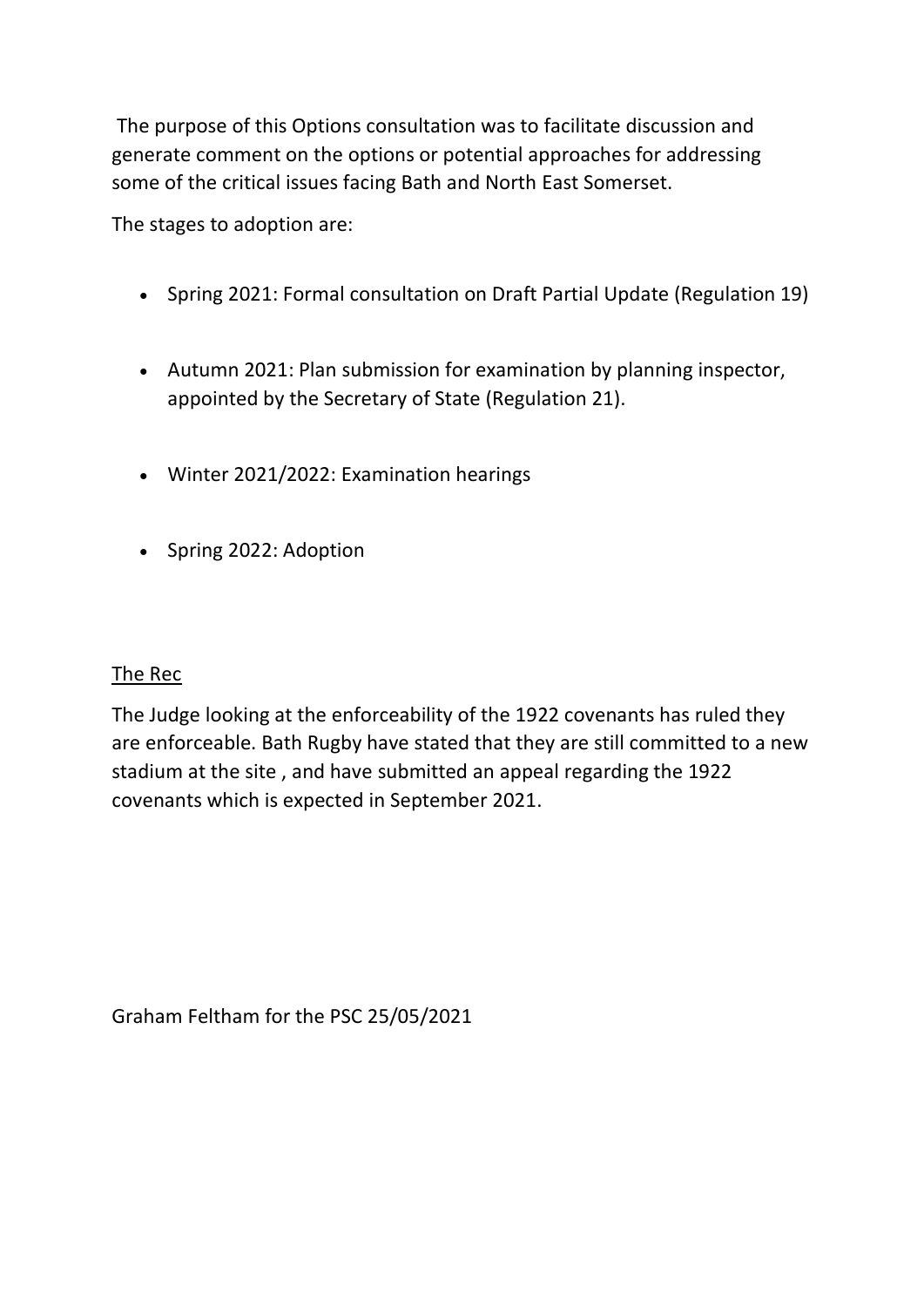The purpose of this Options consultation was to facilitate discussion and generate comment on the options or potential approaches for addressing some of the critical issues facing Bath and North East Somerset.

The stages to adoption are:

- Spring 2021: Formal consultation on Draft Partial Update (Regulation 19)
- Autumn 2021: Plan submission for examination by planning inspector, appointed by the Secretary of State (Regulation 21).
- Winter 2021/2022: Examination hearings
- Spring 2022: Adoption

## The Rec

The Judge looking at the enforceability of the 1922 covenants has ruled they are enforceable. Bath Rugby have stated that they are still committed to a new stadium at the site , and have submitted an appeal regarding the 1922 covenants which is expected in September 2021.

Graham Feltham for the PSC 25/05/2021